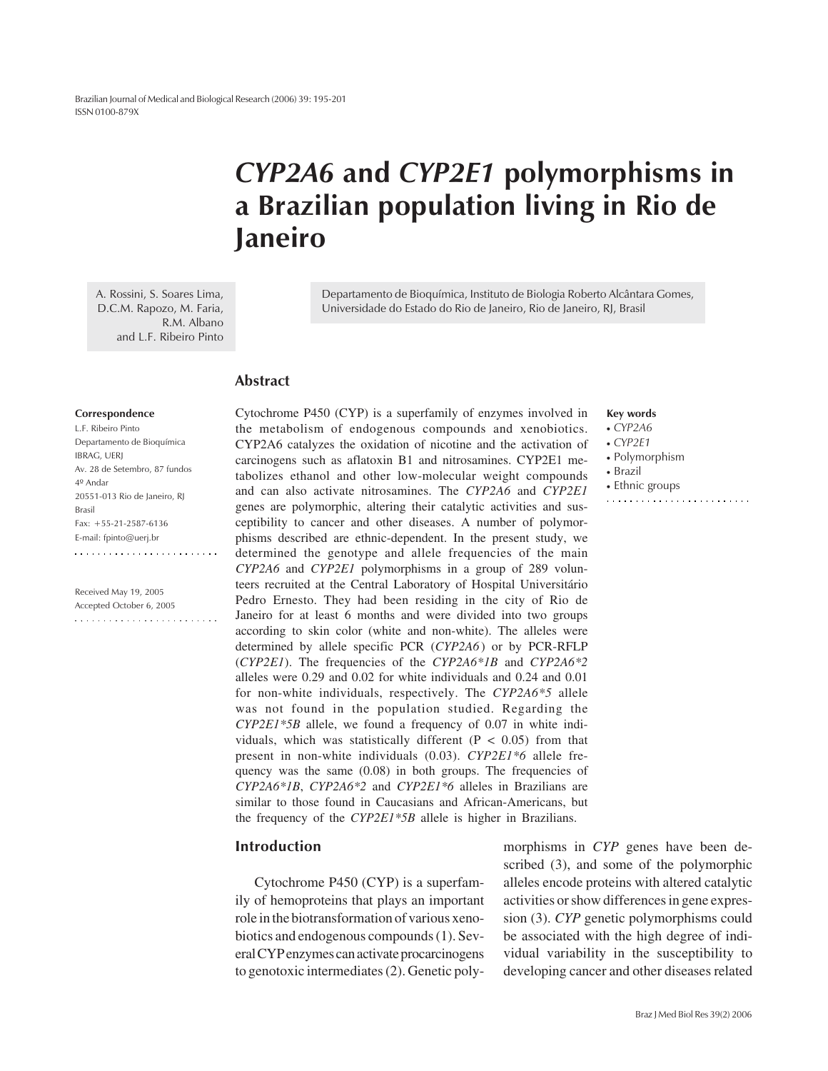# *CYP2A6* and *CYP2E1* polymorphisms in a Brazilian population living in Rio de Janeiro

A. Rossini, S. Soares Lima, D.C.M. Rapozo, M. Faria, R.M. Albano and L.F. Ribeiro Pinto

Departamento de Bioquímica, Instituto de Biologia Roberto Alcântara Gomes, Universidade do Estado do Rio de Janeiro, Rio de Janeiro, RJ, Brasil

**Correspondence**
L.F. Ribeiro Pinto
Departamento de Bioquímica
IBRAG, UERJ
Av. 28 de Setembro, 87 fundos
4º Andar
20551-013 Rio de Janeiro, RJ
Brasil
Fax: +55-21-2587-6136
E-mail: fpinto@uerj.br

Received May 19, 2005
Accepted October 6, 2005

## Abstract

Cytochrome P450 (CYP) is a superfamily of enzymes involved in the metabolism of endogenous compounds and xenobiotics. CYP2A6 catalyzes the oxidation of nicotine and the activation of carcinogens such as aflatoxin B1 and nitrosamines. CYP2E1 metabolizes ethanol and other low-molecular weight compounds and can also activate nitrosamines. The *CYP2A6* and *CYP2E1* genes are polymorphic, altering their catalytic activities and susceptibility to cancer and other diseases. A number of polymorphisms described are ethnic-dependent. In the present study, we determined the genotype and allele frequencies of the main *CYP2A6* and *CYP2E1* polymorphisms in a group of 289 volunteers recruited at the Central Laboratory of Hospital Universitário Pedro Ernesto. They had been residing in the city of Rio de Janeiro for at least 6 months and were divided into two groups according to skin color (white and non-white). The alleles were determined by allele specific PCR (*CYP2A6*) or by PCR-RFLP (*CYP2E1*). The frequencies of the *CYP2A6\*1B* and *CYP2A6\*2* alleles were 0.29 and 0.02 for white individuals and 0.24 and 0.01 for non-white individuals, respectively. The *CYP2A6\*5* allele was not found in the population studied. Regarding the *CYP2E1\*5B* allele, we found a frequency of 0.07 in white individuals, which was statistically different ($P < 0.05$) from that present in non-white individuals (0.03). *CYP2E1\*6* allele frequency was the same (0.08) in both groups. The frequencies of *CYP2A6\*1B*, *CYP2A6\*2* and *CYP2E1\*6* alleles in Brazilians are similar to those found in Caucasians and African-Americans, but the frequency of the *CYP2E1\*5B* allele is higher in Brazilians.

**Key words**
- *CYP2A6*
- *CYP2E1*
- Polymorphism
- Brazil
- Ethnic groups

## Introduction

Cytochrome P450 (CYP) is a superfamily of hemoproteins that plays an important role in the biotransformation of various xenobiotics and endogenous compounds (1). Several CYP enzymes can activate procarcinogens to genotoxic intermediates (2). Genetic polymorphisms in *CYP* genes have been described (3), and some of the polymorphic alleles encode proteins with altered catalytic activities or show differences in gene expression (3). *CYP* genetic polymorphisms could be associated with the high degree of individual variability in the susceptibility to developing cancer and other diseases related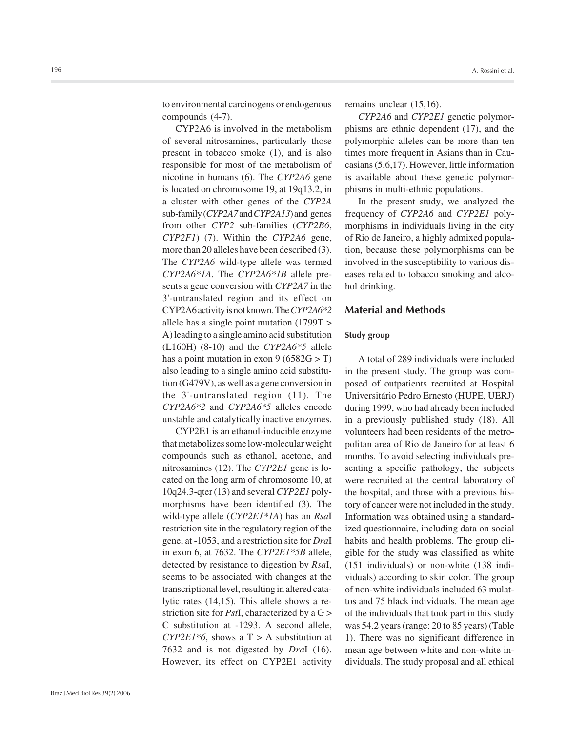to environmental carcinogens or endogenous compounds (4-7).

CYP2A6 is involved in the metabolism of several nitrosamines, particularly those present in tobacco smoke (1), and is also responsible for most of the metabolism of nicotine in humans (6). The *CYP2A6* gene is located on chromosome 19, at 19q13.2, in a cluster with other genes of the *CYP2A* sub-family (*CYP2A7* and *CYP2A13*) and genes from other *CYP2* sub-families (*CYP2B6*, *CYP2F1*) (7). Within the *CYP2A6* gene, more than 20 alleles have been described (3). The *CYP2A6* wild-type allele was termed *CYP2A6*1A*. The *CYP2A6*1B* allele presents a gene conversion with *CYP2A7* in the 3'-untranslated region and its effect on CYP2A6 activity is not known. The *CYP2A6*2* allele has a single point mutation (1799T > A) leading to a single amino acid substitution (L160H) (8-10) and the *CYP2A6*5* allele has a point mutation in exon 9 (6582G > T) also leading to a single amino acid substitution (G479V), as well as a gene conversion in the 3'-untranslated region (11). The *CYP2A6*2* and *CYP2A6*5* alleles encode unstable and catalytically inactive enzymes.

CYP2E1 is an ethanol-inducible enzyme that metabolizes some low-molecular weight compounds such as ethanol, acetone, and nitrosamines (12). The *CYP2E1* gene is located on the long arm of chromosome 10, at 10q24.3-qter (13) and several *CYP2E1* polymorphisms have been identified (3). The wild-type allele (*CYP2E1*1A*) has an *Rsa*I restriction site in the regulatory region of the gene, at -1053, and a restriction site for *Dra*I in exon 6, at 7632. The *CYP2E1*5B* allele, detected by resistance to digestion by *Rsa*I, seems to be associated with changes at the transcriptional level, resulting in altered catalytic rates (14,15). This allele shows a restriction site for *Pst*I, characterized by a G > C substitution at -1293. A second allele, *CYP2E1*6*, shows a T > A substitution at 7632 and is not digested by *Dra*I (16). However, its effect on CYP2E1 activity remains unclear (15,16).

*CYP2A6* and *CYP2E1* genetic polymorphisms are ethnic dependent (17), and the polymorphic alleles can be more than ten times more frequent in Asians than in Caucasians (5,6,17). However, little information is available about these genetic polymorphisms in multi-ethnic populations.

In the present study, we analyzed the frequency of *CYP2A6* and *CYP2E1* polymorphisms in individuals living in the city of Rio de Janeiro, a highly admixed population, because these polymorphisms can be involved in the susceptibility to various diseases related to tobacco smoking and alcohol drinking.

## Material and Methods

### Study group

A total of 289 individuals were included in the present study. The group was composed of outpatients recruited at Hospital Universitário Pedro Ernesto (HUPE, UERJ) during 1999, who had already been included in a previously published study (18). All volunteers had been residents of the metropolitan area of Rio de Janeiro for at least 6 months. To avoid selecting individuals presenting a specific pathology, the subjects were recruited at the central laboratory of the hospital, and those with a previous history of cancer were not included in the study. Information was obtained using a standardized questionnaire, including data on social habits and health problems. The group eligible for the study was classified as white (151 individuals) or non-white (138 individuals) according to skin color. The group of non-white individuals included 63 mulattos and 75 black individuals. The mean age of the individuals that took part in this study was 54.2 years (range: 20 to 85 years) (Table 1). There was no significant difference in mean age between white and non-white individuals. The study proposal and all ethical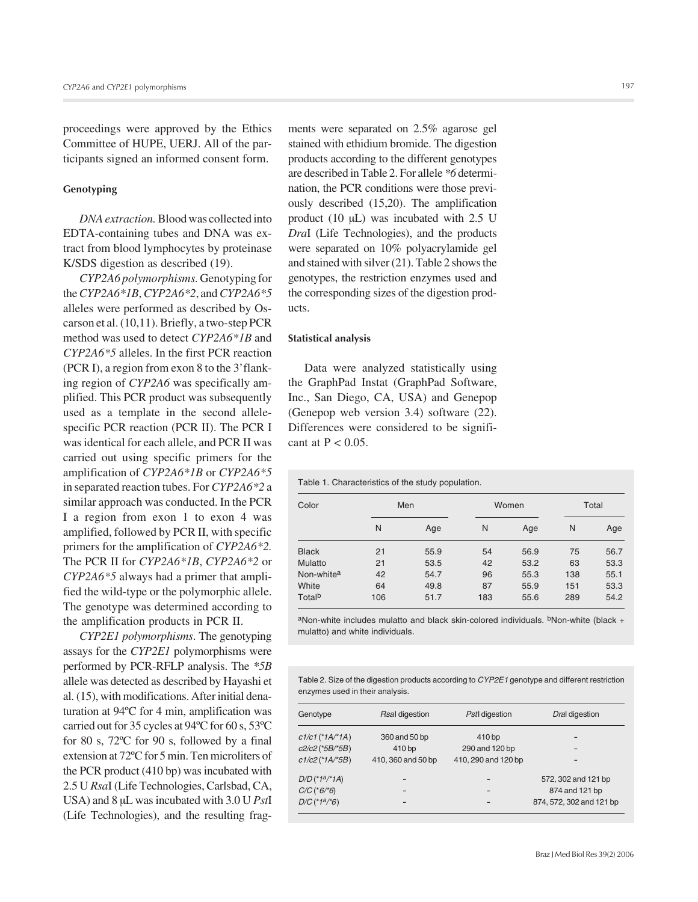proceedings were approved by the Ethics Committee of HUPE, UERJ. All of the participants signed an informed consent form.

### Genotyping

*DNA extraction.* Blood was collected into EDTA-containing tubes and DNA was extract from blood lymphocytes by proteinase K/SDS digestion as described (19).

*CYP2A6 polymorphisms.* Genotyping for the *CYP2A6*1B*, *CYP2A6*2*, and *CYP2A6*5* alleles were performed as described by Oscarson et al. (10,11). Briefly, a two-step PCR method was used to detect *CYP2A6*1B* and *CYP2A6*5* alleles. In the first PCR reaction (PCR I), a region from exon 8 to the 3'flanking region of *CYP2A6* was specifically amplified. This PCR product was subsequently used as a template in the second allele-specific PCR reaction (PCR II). The PCR I was identical for each allele, and PCR II was carried out using specific primers for the amplification of *CYP2A6*1B* or *CYP2A6*5* in separated reaction tubes. For *CYP2A6*2* a similar approach was conducted. In the PCR I a region from exon 1 to exon 4 was amplified, followed by PCR II, with specific primers for the amplification of *CYP2A6*2*. The PCR II for *CYP2A6*1B*, *CYP2A6*2* or *CYP2A6*5* always had a primer that amplified the wild-type or the polymorphic allele. The genotype was determined according to the amplification products in PCR II.

*CYP2E1 polymorphisms.* The genotyping assays for the *CYP2E1* polymorphisms were performed by PCR-RFLP analysis. The **5B* allele was detected as described by Hayashi et al. (15), with modifications. After initial denaturation at 94ºC for 4 min, amplification was carried out for 35 cycles at 94ºC for 60 s, 53ºC for 80 s, 72ºC for 90 s, followed by a final extension at 72ºC for 5 min. Ten microliters of the PCR product (410 bp) was incubated with 2.5 U *Rsa*I (Life Technologies, Carlsbad, CA, USA) and 8 µL was incubated with 3.0 U *Pst*I (Life Technologies), and the resulting fragments were separated on 2.5% agarose gel stained with ethidium bromide. The digestion products according to the different genotypes are described in Table 2. For allele **6* determination, the PCR conditions were those previously described (15,20). The amplification product (10 µL) was incubated with 2.5 U *Dra*I (Life Technologies), and the products were separated on 10% polyacrylamide gel and stained with silver (21). Table 2 shows the genotypes, the restriction enzymes used and the corresponding sizes of the digestion products.

### Statistical analysis

Data were analyzed statistically using the GraphPad Instat (GraphPad Software, Inc., San Diego, CA, USA) and Genepop (Genepop web version 3.4) software (22). Differences were considered to be significant at $P < 0.05$.

Table 1. Characteristics of the study population.

| Color | Men | | Women | | Total | |
|---|---|---|---|---|---|---|
| | N | Age | N | Age | N | Age |
| Black | 21 | 55.9 | 54 | 56.9 | 75 | 56.7 |
| Mulatto | 21 | 53.5 | 42 | 53.2 | 63 | 53.3 |
| Non-white[a] | 42 | 54.7 | 96 | 55.3 | 138 | 55.1 |
| White | 64 | 49.8 | 87 | 55.9 | 151 | 53.3 |
| Total[b] | 106 | 51.7 | 183 | 55.6 | 289 | 54.2 |

[a]Non-white includes mulatto and black skin-colored individuals. [b]Non-white (black + mulatto) and white individuals.

Table 2. Size of the digestion products according to *CYP2E1* genotype and different restriction enzymes used in their analysis.

| Genotype | *Rsa*I digestion | *Pst*I digestion | *Dra*I digestion |
|---|---|---|---|
| *c1/c1* (*1A/*1A) | 360 and 50 bp | 410 bp | – |
| *c2/c2* (*5B/*5B) | 410 bp | 290 and 120 bp | – |
| *c1/c2* (*1A/*5B) | 410, 360 and 50 bp | 410, 290 and 120 bp | – |
| *D/D* (*1[a]/*1A) | – | – | 572, 302 and 121 bp |
| *C/C* (*6/*6) | – | – | 874 and 121 bp |
| *D/C* (*1[a]/*6) | – | – | 874, 572, 302 and 121 bp |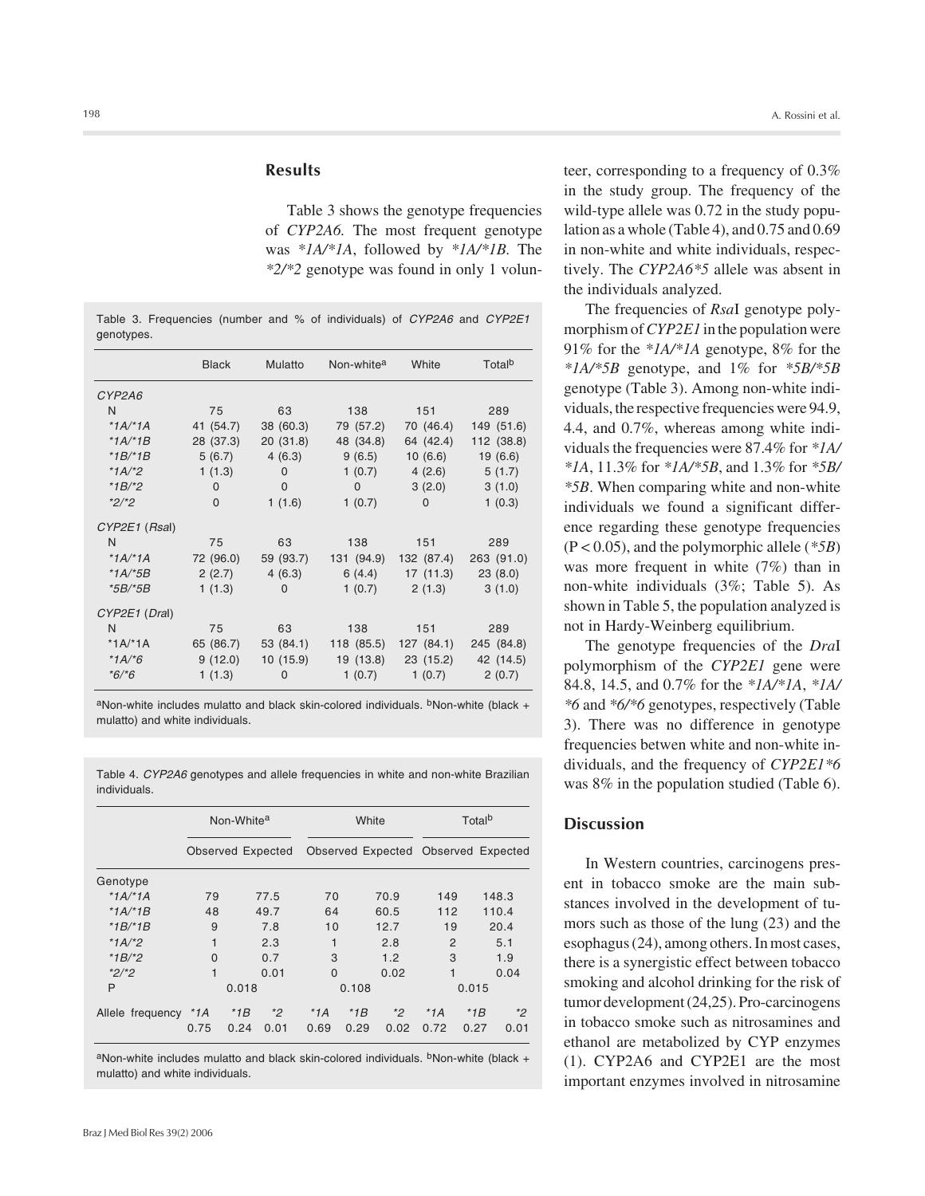## Results

Table 3 shows the genotype frequencies of *CYP2A6*. The most frequent genotype was *1A/*1A, followed by *1A/*1B. The *2/*2 genotype was found in only 1 volunteer, corresponding to a frequency of 0.3% in the study group. The frequency of the wild-type allele was 0.72 in the study population as a whole (Table 4), and 0.75 and 0.69 in non-white and white individuals, respectively. The *CYP2A6*5* allele was absent in the individuals analyzed.

Table 3. Frequencies (number and % of individuals) of *CYP2A6* and *CYP2E1* genotypes.

| | Black | Mulatto | Non-white[a] | White | Total[b] |
|---|---|---|---|---|---|
| *CYP2A6* | | | | | |
| N | 75 | 63 | 138 | 151 | 289 |
| *1A/*1A | 41 (54.7) | 38 (60.3) | 79 (57.2) | 70 (46.4) | 149 (51.6) |
| *1A/*1B | 28 (37.3) | 20 (31.8) | 48 (34.8) | 64 (42.4) | 112 (38.8) |
| *1B/*1B | 5 (6.7) | 4 (6.3) | 9 (6.5) | 10 (6.6) | 19 (6.6) |
| *1A/*2 | 1 (1.3) | 0 | 1 (0.7) | 4 (2.6) | 5 (1.7) |
| *1B/*2 | 0 | 0 | 0 | 3 (2.0) | 3 (1.0) |
| *2/*2 | 0 | 1 (1.6) | 1 (0.7) | 0 | 1 (0.3) |
| *CYP2E1* (*Rsa*I) | | | | | |
| N | 75 | 63 | 138 | 151 | 289 |
| *1A/*1A | 72 (96.0) | 59 (93.7) | 131 (94.9) | 132 (87.4) | 263 (91.0) |
| *1A/*5B | 2 (2.7) | 4 (6.3) | 6 (4.4) | 17 (11.3) | 23 (8.0) |
| *5B/*5B | 1 (1.3) | 0 | 1 (0.7) | 2 (1.3) | 3 (1.0) |
| *CYP2E1* (*Dra*I) | | | | | |
| N | 75 | 63 | 138 | 151 | 289 |
| *1A/*1A | 65 (86.7) | 53 (84.1) | 118 (85.5) | 127 (84.1) | 245 (84.8) |
| *1A/*6 | 9 (12.0) | 10 (15.9) | 19 (13.8) | 23 (15.2) | 42 (14.5) |
| *6/*6 | 1 (1.3) | 0 | 1 (0.7) | 1 (0.7) | 2 (0.7) |

[a]Non-white includes mulatto and black skin-colored individuals. [b]Non-white (black + mulatto) and white individuals.

Table 4. *CYP2A6* genotypes and allele frequencies in white and non-white Brazilian individuals.

| | Non-White[a] | | | White | | | Total[b] | | |
|---|---|---|---|---|---|---|---|---|---|
| | Observed | Expected | | Observed | Expected | | Observed | Expected | |
| Genotype | | | | | | | | | |
| *1A/*1A | 79 | 77.5 | | 70 | 70.9 | | 149 | 148.3 | |
| *1A/*1B | 48 | 49.7 | | 64 | 60.5 | | 112 | 110.4 | |
| *1B/*1B | 9 | 7.8 | | 10 | 12.7 | | 19 | 20.4 | |
| *1A/*2 | 1 | 2.3 | | 1 | 2.8 | | 2 | 5.1 | |
| *1B/*2 | 0 | 0.7 | | 3 | 1.2 | | 3 | 1.9 | |
| *2/*2 | 1 | 0.01 | | 0 | 0.02 | | 1 | 0.04 | |
| P | 0.018 | | | 0.108 | | | 0.015 | | |
| Allele frequency | *1A | *1B | *2 | *1A | *1B | *2 | *1A | *1B | *2 |
| | 0.75 | 0.24 | 0.01 | 0.69 | 0.29 | 0.02 | 0.72 | 0.27 | 0.01 |

[a]Non-white includes mulatto and black skin-colored individuals. [b]Non-white (black + mulatto) and white individuals.

The frequencies of *Rsa*I genotype polymorphism of *CYP2E1* in the population were 91% for the *1A/*1A genotype, 8% for the *1A/*5B genotype, and 1% for *5B/*5B genotype (Table 3). Among non-white individuals, the respective frequencies were 94.9, 4.4, and 0.7%, whereas among white individuals the frequencies were 87.4% for *1A/*1A, 11.3% for *1A/*5B, and 1.3% for *5B/*5B. When comparing white and non-white individuals we found a significant difference regarding these genotype frequencies ($P < 0.05$), and the polymorphic allele (*5B) was more frequent in white (7%) than in non-white individuals (3%; Table 5). As shown in Table 5, the population analyzed is not in Hardy-Weinberg equilibrium.

The genotype frequencies of the *Dra*I polymorphism of the *CYP2E1* gene were 84.8, 14.5, and 0.7% for the *1A/*1A, *1A/*6 and *6/*6 genotypes, respectively (Table 3). There was no difference in genotype frequencies betwen white and non-white individuals, and the frequency of *CYP2E1*6* was 8% in the population studied (Table 6).

## Discussion

In Western countries, carcinogens present in tobacco smoke are the main substances involved in the development of tumors such as those of the lung (23) and the esophagus (24), among others. In most cases, there is a synergistic effect between tobacco smoking and alcohol drinking for the risk of tumor development (24,25). Pro-carcinogens in tobacco smoke such as nitrosamines and ethanol are metabolized by CYP enzymes (1). CYP2A6 and CYP2E1 are the most important enzymes involved in nitrosamine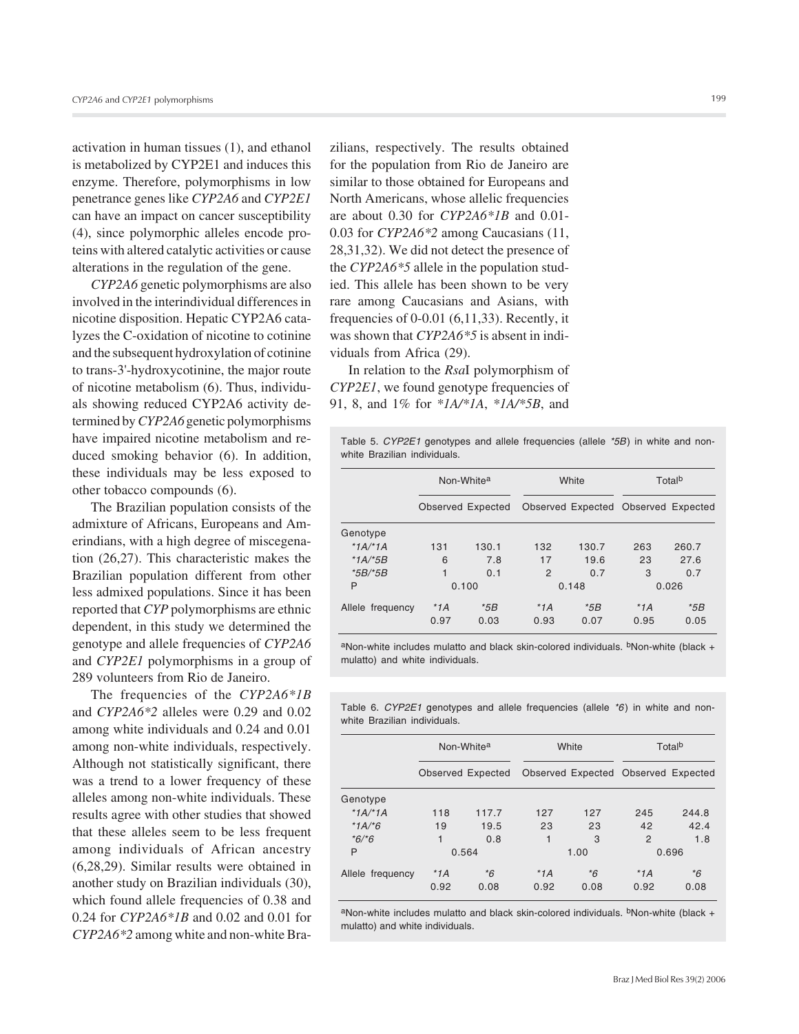activation in human tissues (1), and ethanol is metabolized by CYP2E1 and induces this enzyme. Therefore, polymorphisms in low penetrance genes like *CYP2A6* and *CYP2E1* can have an impact on cancer susceptibility (4), since polymorphic alleles encode proteins with altered catalytic activities or cause alterations in the regulation of the gene.

*CYP2A6* genetic polymorphisms are also involved in the interindividual differences in nicotine disposition. Hepatic CYP2A6 catalyzes the C-oxidation of nicotine to cotinine and the subsequent hydroxylation of cotinine to trans-3'-hydroxycotinine, the major route of nicotine metabolism (6). Thus, individuals showing reduced CYP2A6 activity determined by *CYP2A6* genetic polymorphisms have impaired nicotine metabolism and reduced smoking behavior (6). In addition, these individuals may be less exposed to other tobacco compounds (6).

The Brazilian population consists of the admixture of Africans, Europeans and Amerindians, with a high degree of miscegenation (26,27). This characteristic makes the Brazilian population different from other less admixed populations. Since it has been reported that *CYP* polymorphisms are ethnic dependent, in this study we determined the genotype and allele frequencies of *CYP2A6* and *CYP2E1* polymorphisms in a group of 289 volunteers from Rio de Janeiro.

The frequencies of the *CYP2A6*1B* and *CYP2A6*2* alleles were 0.29 and 0.02 among white individuals and 0.24 and 0.01 among non-white individuals, respectively. Although not statistically significant, there was a trend to a lower frequency of these alleles among non-white individuals. These results agree with other studies that showed that these alleles seem to be less frequent among individuals of African ancestry (6,28,29). Similar results were obtained in another study on Brazilian individuals (30), which found allele frequencies of 0.38 and 0.24 for *CYP2A6*1B* and 0.02 and 0.01 for *CYP2A6*2* among white and non-white Brazilians, respectively. The results obtained for the population from Rio de Janeiro are similar to those obtained for Europeans and North Americans, whose allelic frequencies are about 0.30 for *CYP2A6*1B* and 0.01-0.03 for *CYP2A6*2* among Caucasians (11, 28,31,32). We did not detect the presence of the *CYP2A6*5* allele in the population studied. This allele has been shown to be very rare among Caucasians and Asians, with frequencies of 0-0.01 (6,11,33). Recently, it was shown that *CYP2A6*5* is absent in individuals from Africa (29).

In relation to the *Rsa*I polymorphism of *CYP2E1*, we found genotype frequencies of 91, 8, and 1% for **1A/*1A*, **1A/*5B*, and

Table 5. *CYP2E1* genotypes and allele frequencies (allele *5B*) in white and non-white Brazilian individuals.

| | Non-White[a] | | White | | Total[b] | |
|---|---|---|---|---|---|---|
| | Observed | Expected | Observed | Expected | Observed | Expected |
| Genotype | | | | | | |
| *1A/*1A | 131 | 130.1 | 132 | 130.7 | 263 | 260.7 |
| *1A/*5B | 6 | 7.8 | 17 | 19.6 | 23 | 27.6 |
| *5B/*5B | 1 | 0.1 | 2 | 0.7 | 3 | 0.7 |
| P | 0.100 | | 0.148 | | 0.026 | |
| Allele frequency | *1A | *5B | *1A | *5B | *1A | *5B |
| | 0.97 | 0.03 | 0.93 | 0.07 | 0.95 | 0.05 |

[a]Non-white includes mulatto and black skin-colored individuals. [b]Non-white (black + mulatto) and white individuals.

Table 6. *CYP2E1* genotypes and allele frequencies (allele *6*) in white and non-white Brazilian individuals.

| | Non-White[a] | | White | | Total[b] | |
|---|---|---|---|---|---|---|
| | Observed | Expected | Observed | Expected | Observed | Expected |
| Genotype | | | | | | |
| *1A/*1A | 118 | 117.7 | 127 | 127 | 245 | 244.8 |
| *1A/*6 | 19 | 19.5 | 23 | 23 | 42 | 42.4 |
| *6/*6 | 1 | 0.8 | 1 | 3 | 2 | 1.8 |
| P | 0.564 | | 1.00 | | 0.696 | |
| Allele frequency | *1A | *6 | *1A | *6 | *1A | *6 |
| | 0.92 | 0.08 | 0.92 | 0.08 | 0.92 | 0.08 |

[a]Non-white includes mulatto and black skin-colored individuals. [b]Non-white (black + mulatto) and white individuals.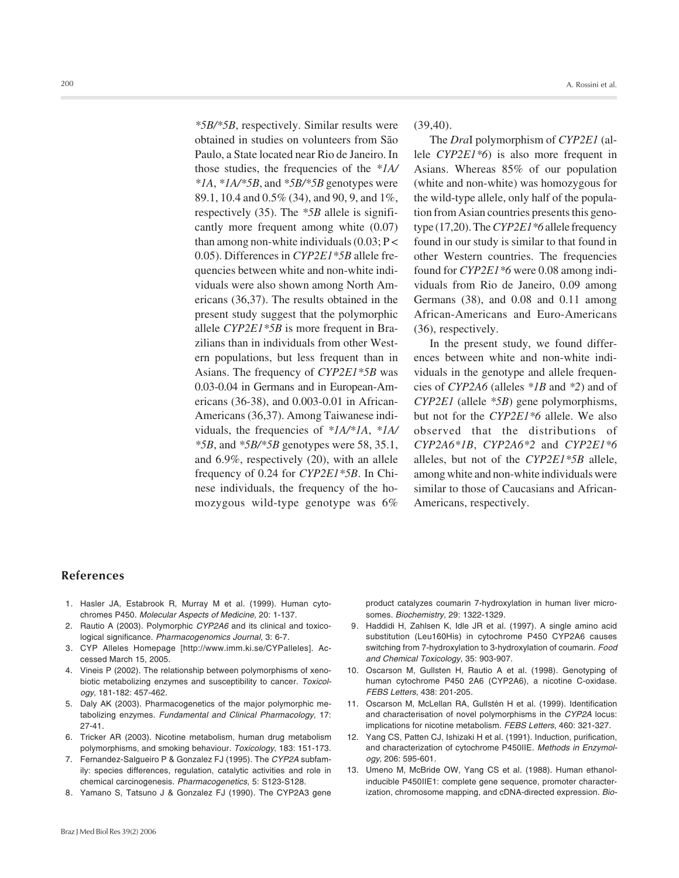*5B/*5B*, respectively. Similar results were obtained in studies on volunteers from São Paulo, a State located near Rio de Janeiro. In those studies, the frequencies of the **1A/*1A*, **1A/*5B*, and **5B/*5B* genotypes were 89.1, 10.4 and 0.5% (34), and 90, 9, and 1%, respectively (35). The **5B* allele is significantly more frequent among white (0.07) than among non-white individuals (0.03; $P < 0.05$). Differences in *CYP2E1*5B* allele frequencies between white and non-white individuals were also shown among North Americans (36,37). The results obtained in the present study suggest that the polymorphic allele *CYP2E1*5B* is more frequent in Brazilians than in individuals from other Western populations, but less frequent than in Asians. The frequency of *CYP2E1*5B* was 0.03-0.04 in Germans and in European-Americans (36-38), and 0.003-0.01 in African-Americans (36,37). Among Taiwanese individuals, the frequencies of **1A/*1A*, **1A/*5B*, and **5B/*5B* genotypes were 58, 35.1, and 6.9%, respectively (20), with an allele frequency of 0.24 for *CYP2E1*5B*. In Chinese individuals, the frequency of the homozygous wild-type genotype was 6% (39,40).

The *Dra*I polymorphism of *CYP2E1* (allele *CYP2E1*6*) is also more frequent in Asians. Whereas 85% of our population (white and non-white) was homozygous for the wild-type allele, only half of the population from Asian countries presents this genotype (17,20). The *CYP2E1*6* allele frequency found in our study is similar to that found in other Western countries. The frequencies found for *CYP2E1*6* were 0.08 among individuals from Rio de Janeiro, 0.09 among Germans (38), and 0.08 and 0.11 among African-Americans and Euro-Americans (36), respectively.

In the present study, we found differences between white and non-white individuals in the genotype and allele frequencies of *CYP2A6* (alleles **1B* and **2*) and of *CYP2E1* (allele **5B*) gene polymorphisms, but not for the *CYP2E1*6* allele. We also observed that the distributions of *CYP2A6*1B*, *CYP2A6*2* and *CYP2E1*6* alleles, but not of the *CYP2E1*5B* allele, among white and non-white individuals were similar to those of Caucasians and African-Americans, respectively.

## References

1. Hasler JA, Estabrook R, Murray M et al. (1999). Human cytochromes P450. *Molecular Aspects of Medicine*, 20: 1-137.
2. Rautio A (2003). Polymorphic *CYP2A6* and its clinical and toxicological significance. *Pharmacogenomics Journal*, 3: 6-7.
3. CYP Alleles Homepage [http://www.imm.ki.se/CYPalleles]. Accessed March 15, 2005.
4. Vineis P (2002). The relationship between polymorphisms of xenobiotic metabolizing enzymes and susceptibility to cancer. *Toxicology*, 181-182: 457-462.
5. Daly AK (2003). Pharmacogenetics of the major polymorphic metabolizing enzymes. *Fundamental and Clinical Pharmacology*, 17: 27-41.
6. Tricker AR (2003). Nicotine metabolism, human drug metabolism polymorphisms, and smoking behaviour. *Toxicology*, 183: 151-173.
7. Fernandez-Salgueiro P & Gonzalez FJ (1995). The *CYP2A* subfamily: species differences, regulation, catalytic activities and role in chemical carcinogenesis. *Pharmacogenetics*, 5: S123-S128.
8. Yamano S, Tatsuno J & Gonzalez FJ (1990). The CYP2A3 gene product catalyzes coumarin 7-hydroxylation in human liver microsomes. *Biochemistry*, 29: 1322-1329.
9. Haddidi H, Zahlsen K, Idle JR et al. (1997). A single amino acid substitution (Leu160His) in cytochrome P450 CYP2A6 causes switching from 7-hydroxylation to 3-hydroxylation of coumarin. *Food and Chemical Toxicology*, 35: 903-907.
10. Oscarson M, Gullsten H, Rautio A et al. (1998). Genotyping of human cytochrome P450 2A6 (CYP2A6), a nicotine C-oxidase. *FEBS Letters*, 438: 201-205.
11. Oscarson M, McLellan RA, Gullstén H et al. (1999). Identification and characterisation of novel polymorphisms in the *CYP2A* locus: implications for nicotine metabolism. *FEBS Letters*, 460: 321-327.
12. Yang CS, Patten CJ, Ishizaki H et al. (1991). Induction, purification, and characterization of cytochrome P450IIE. *Methods in Enzymology*, 206: 595-601.
13. Umeno M, McBride OW, Yang CS et al. (1988). Human ethanol-inducible P450IIE1: complete gene sequence, promoter characterization, chromosome mapping, and cDNA-directed expression. *Bio-*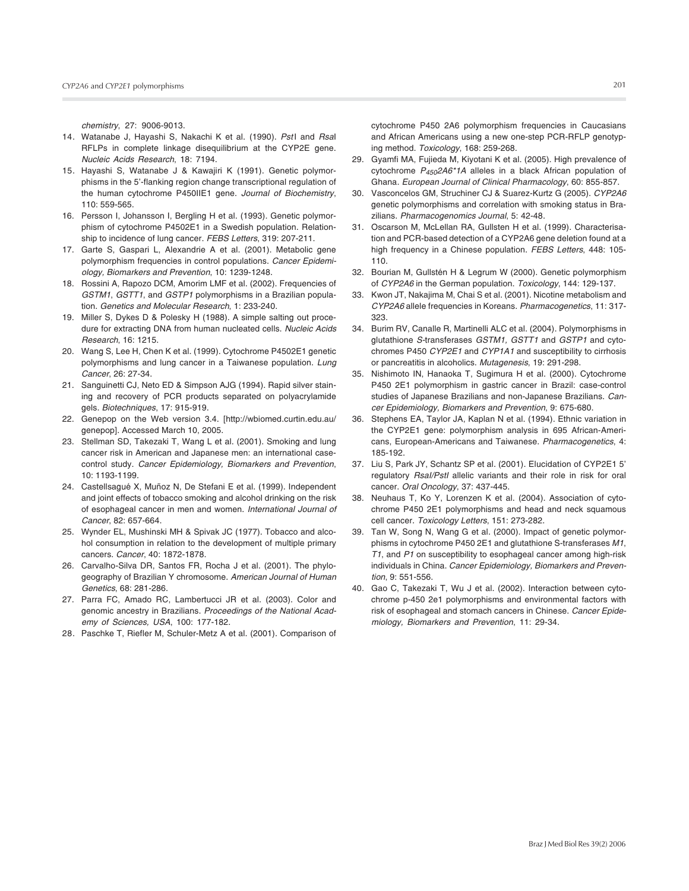*chemistry*, 27: 9006-9013.

14. Watanabe J, Hayashi S, Nakachi K et al. (1990). *Pst*I and *Rsa*I RFLPs in complete linkage disequilibrium at the CYP2E gene. *Nucleic Acids Research*, 18: 7194.
15. Hayashi S, Watanabe J & Kawajiri K (1991). Genetic polymorphisms in the 5'-flanking region change transcriptional regulation of the human cytochrome P450IIE1 gene. *Journal of Biochemistry*, 110: 559-565.
16. Persson I, Johansson I, Bergling H et al. (1993). Genetic polymorphism of cytochrome P4502E1 in a Swedish population. Relationship to incidence of lung cancer. *FEBS Letters*, 319: 207-211.
17. Garte S, Gaspari L, Alexandrie A et al. (2001). Metabolic gene polymorphism frequencies in control populations. *Cancer Epidemiology, Biomarkers and Prevention*, 10: 1239-1248.
18. Rossini A, Rapozo DCM, Amorim LMF et al. (2002). Frequencies of *GSTM1*, *GSTT1*, and *GSTP1* polymorphisms in a Brazilian population. *Genetics and Molecular Research*, 1: 233-240.
19. Miller S, Dykes D & Polesky H (1988). A simple salting out procedure for extracting DNA from human nucleated cells. *Nucleic Acids Research*, 16: 1215.
20. Wang S, Lee H, Chen K et al. (1999). Cytochrome P4502E1 genetic polymorphisms and lung cancer in a Taiwanese population. *Lung Cancer*, 26: 27-34.
21. Sanguinetti CJ, Neto ED & Simpson AJG (1994). Rapid silver staining and recovery of PCR products separated on polyacrylamide gels. *Biotechniques*, 17: 915-919.
22. Genepop on the Web version 3.4. [http://wbiomed.curtin.edu.au/genepop]. Accessed March 10, 2005.
23. Stellman SD, Takezaki T, Wang L et al. (2001). Smoking and lung cancer risk in American and Japanese men: an international case-control study. *Cancer Epidemiology, Biomarkers and Prevention*, 10: 1193-1199.
24. Castellsagué X, Muñoz N, De Stefani E et al. (1999). Independent and joint effects of tobacco smoking and alcohol drinking on the risk of esophageal cancer in men and women. *International Journal of Cancer*, 82: 657-664.
25. Wynder EL, Mushinski MH & Spivak JC (1977). Tobacco and alcohol consumption in relation to the development of multiple primary cancers. *Cancer*, 40: 1872-1878.
26. Carvalho-Silva DR, Santos FR, Rocha J et al. (2001). The phylogeography of Brazilian Y chromosome. *American Journal of Human Genetics*, 68: 281-286.
27. Parra FC, Amado RC, Lambertucci JR et al. (2003). Color and genomic ancestry in Brazilians. *Proceedings of the National Academy of Sciences, USA*, 100: 177-182.
28. Paschke T, Riefler M, Schuler-Metz A et al. (2001). Comparison of cytochrome P450 2A6 polymorphism frequencies in Caucasians and African Americans using a new one-step PCR-RFLP genotyping method. *Toxicology*, 168: 259-268.
29. Gyamfi MA, Fujieda M, Kiyotani K et al. (2005). High prevalence of cytochrome *$P_{450}$2A6\*1A* alleles in a black African population of Ghana. *European Journal of Clinical Pharmacology*, 60: 855-857.
30. Vasconcelos GM, Struchiner CJ & Suarez-Kurtz G (2005). *CYP2A6* genetic polymorphisms and correlation with smoking status in Brazilians. *Pharmacogenomics Journal*, 5: 42-48.
31. Oscarson M, McLellan RA, Gullsten H et al. (1999). Characterisation and PCR-based detection of a CYP2A6 gene deletion found at a high frequency in a Chinese population. *FEBS Letters*, 448: 105-110.
32. Bourian M, Gullstén H & Legrum W (2000). Genetic polymorphism of *CYP2A6* in the German population. *Toxicology*, 144: 129-137.
33. Kwon JT, Nakajima M, Chai S et al. (2001). Nicotine metabolism and *CYP2A6* allele frequencies in Koreans. *Pharmacogenetics*, 11: 317-323.
34. Burim RV, Canalle R, Martinelli ALC et al. (2004). Polymorphisms in glutathione *S*-transferases *GSTM1, GSTT1* and *GSTP1* and cytochromes P450 *CYP2E1* and *CYP1A1* and susceptibility to cirrhosis or pancreatitis in alcoholics. *Mutagenesis*, 19: 291-298.
35. Nishimoto IN, Hanaoka T, Sugimura H et al. (2000). Cytochrome P450 2E1 polymorphism in gastric cancer in Brazil: case-control studies of Japanese Brazilians and non-Japanese Brazilians. *Cancer Epidemiology, Biomarkers and Prevention*, 9: 675-680.
36. Stephens EA, Taylor JA, Kaplan N et al. (1994). Ethnic variation in the CYP2E1 gene: polymorphism analysis in 695 African-Americans, European-Americans and Taiwanese. *Pharmacogenetics*, 4: 185-192.
37. Liu S, Park JY, Schantz SP et al. (2001). Elucidation of CYP2E1 5' regulatory *RsaI/PstI* allelic variants and their role in risk for oral cancer. *Oral Oncology*, 37: 437-445.
38. Neuhaus T, Ko Y, Lorenzen K et al. (2004). Association of cytochrome P450 2E1 polymorphisms and head and neck squamous cell cancer. *Toxicology Letters*, 151: 273-282.
39. Tan W, Song N, Wang G et al. (2000). Impact of genetic polymorphisms in cytochrome P450 2E1 and glutathione S-transferases *M1*, *T1*, and *P1* on susceptibility to esophageal cancer among high-risk individuals in China. *Cancer Epidemiology, Biomarkers and Prevention*, 9: 551-556.
40. Gao C, Takezaki T, Wu J et al. (2002). Interaction between cytochrome p-450 2e1 polymorphisms and environmental factors with risk of esophageal and stomach cancers in Chinese. *Cancer Epidemiology, Biomarkers and Prevention*, 11: 29-34.